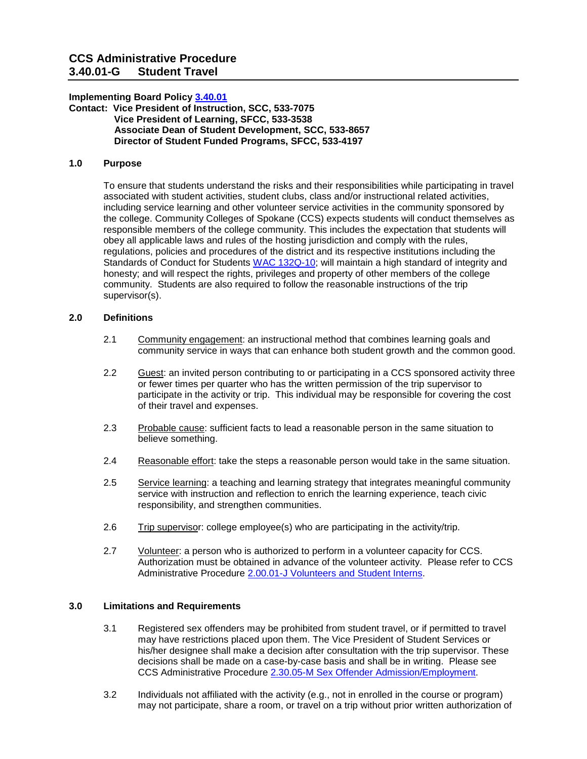# CCS Administrative Procedure
# 3.40.01-G Student Travel

**Implementing Board Policy [3.40.01](3.40.01)**
**Contact: Vice President of Instruction, SCC, 533-7075**
**Vice President of Learning, SFCC, 533-3538**
**Associate Dean of Student Development, SCC, 533-8657**
**Director of Student Funded Programs, SFCC, 533-4197**

## 1.0 Purpose

To ensure that students understand the risks and their responsibilities while participating in travel associated with student activities, student clubs, class and/or instructional related activities, including service learning and other volunteer service activities in the community sponsored by the college. Community Colleges of Spokane (CCS) expects students will conduct themselves as responsible members of the college community. This includes the expectation that students will obey all applicable laws and rules of the hosting jurisdiction and comply with the rules, regulations, policies and procedures of the district and its respective institutions including the Standards of Conduct for Students WAC 132Q-10; will maintain a high standard of integrity and honesty; and will respect the rights, privileges and property of other members of the college community. Students are also required to follow the reasonable instructions of the trip supervisor(s).

## 2.0 Definitions

2.1 Community engagement: an instructional method that combines learning goals and community service in ways that can enhance both student growth and the common good.

2.2 Guest: an invited person contributing to or participating in a CCS sponsored activity three or fewer times per quarter who has the written permission of the trip supervisor to participate in the activity or trip. This individual may be responsible for covering the cost of their travel and expenses.

2.3 Probable cause: sufficient facts to lead a reasonable person in the same situation to believe something.

2.4 Reasonable effort: take the steps a reasonable person would take in the same situation.

2.5 Service learning: a teaching and learning strategy that integrates meaningful community service with instruction and reflection to enrich the learning experience, teach civic responsibility, and strengthen communities.

2.6 Trip supervisor: college employee(s) who are participating in the activity/trip.

2.7 Volunteer: a person who is authorized to perform in a volunteer capacity for CCS. Authorization must be obtained in advance of the volunteer activity. Please refer to CCS Administrative Procedure 2.00.01-J Volunteers and Student Interns.

## 3.0 Limitations and Requirements

3.1 Registered sex offenders may be prohibited from student travel, or if permitted to travel may have restrictions placed upon them. The Vice President of Student Services or his/her designee shall make a decision after consultation with the trip supervisor. These decisions shall be made on a case-by-case basis and shall be in writing. Please see CCS Administrative Procedure 2.30.05-M Sex Offender Admission/Employment.

3.2 Individuals not affiliated with the activity (e.g., not in enrolled in the course or program) may not participate, share a room, or travel on a trip without prior written authorization of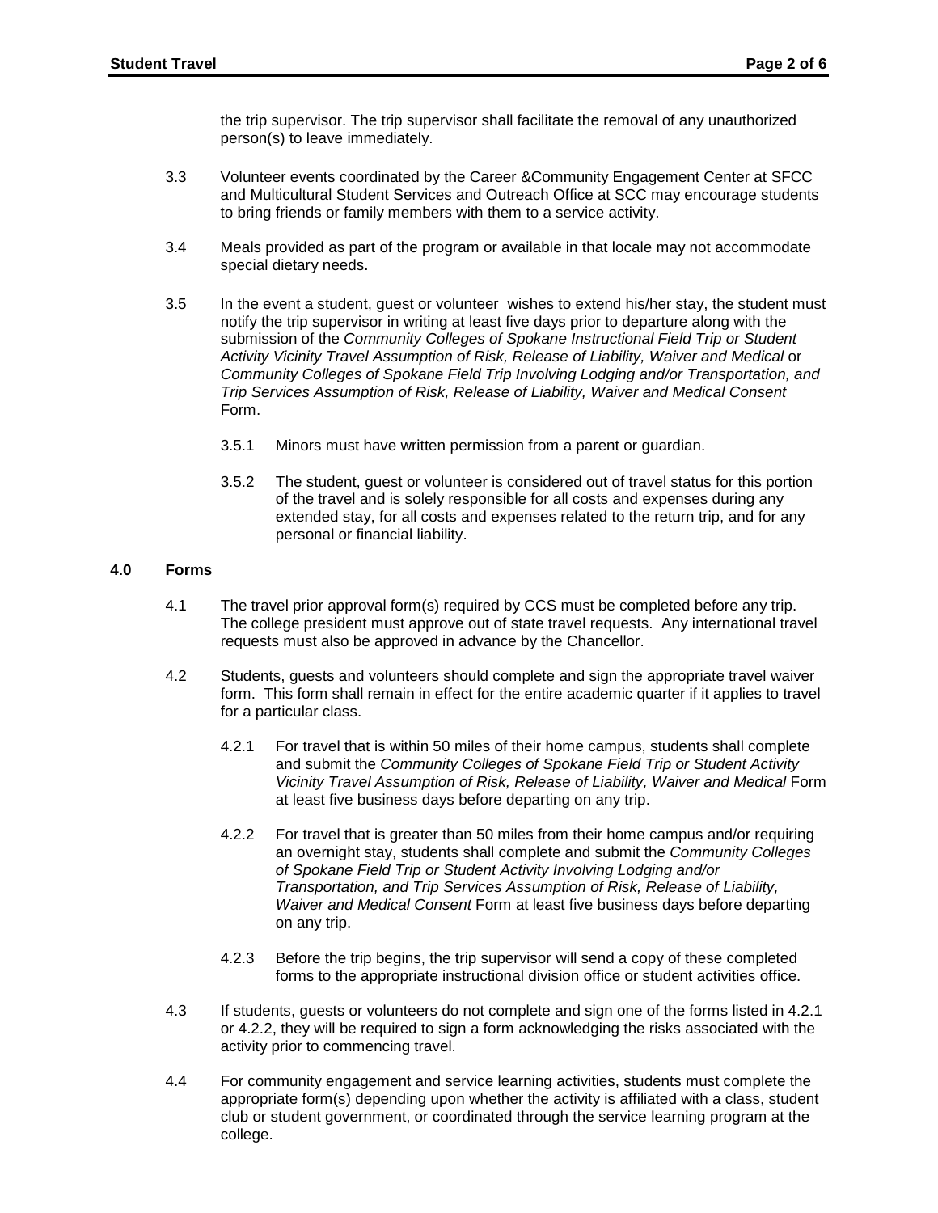the trip supervisor. The trip supervisor shall facilitate the removal of any unauthorized person(s) to leave immediately.

3.3 Volunteer events coordinated by the Career &Community Engagement Center at SFCC and Multicultural Student Services and Outreach Office at SCC may encourage students to bring friends or family members with them to a service activity.

3.4 Meals provided as part of the program or available in that locale may not accommodate special dietary needs.

3.5 In the event a student, guest or volunteer wishes to extend his/her stay, the student must notify the trip supervisor in writing at least five days prior to departure along with the submission of the *Community Colleges of Spokane Instructional Field Trip or Student Activity Vicinity Travel Assumption of Risk, Release of Liability, Waiver and Medical* or *Community Colleges of Spokane Field Trip Involving Lodging and/or Transportation, and Trip Services Assumption of Risk, Release of Liability, Waiver and Medical Consent* Form.

3.5.1 Minors must have written permission from a parent or guardian.

3.5.2 The student, guest or volunteer is considered out of travel status for this portion of the travel and is solely responsible for all costs and expenses during any extended stay, for all costs and expenses related to the return trip, and for any personal or financial liability.

## 4.0 Forms

4.1 The travel prior approval form(s) required by CCS must be completed before any trip. The college president must approve out of state travel requests. Any international travel requests must also be approved in advance by the Chancellor.

4.2 Students, guests and volunteers should complete and sign the appropriate travel waiver form. This form shall remain in effect for the entire academic quarter if it applies to travel for a particular class.

4.2.1 For travel that is within 50 miles of their home campus, students shall complete and submit the *Community Colleges of Spokane Field Trip or Student Activity Vicinity Travel Assumption of Risk, Release of Liability, Waiver and Medical* Form at least five business days before departing on any trip.

4.2.2 For travel that is greater than 50 miles from their home campus and/or requiring an overnight stay, students shall complete and submit the *Community Colleges of Spokane Field Trip or Student Activity Involving Lodging and/or Transportation, and Trip Services Assumption of Risk, Release of Liability, Waiver and Medical Consent* Form at least five business days before departing on any trip.

4.2.3 Before the trip begins, the trip supervisor will send a copy of these completed forms to the appropriate instructional division office or student activities office.

4.3 If students, guests or volunteers do not complete and sign one of the forms listed in 4.2.1 or 4.2.2, they will be required to sign a form acknowledging the risks associated with the activity prior to commencing travel.

4.4 For community engagement and service learning activities, students must complete the appropriate form(s) depending upon whether the activity is affiliated with a class, student club or student government, or coordinated through the service learning program at the college.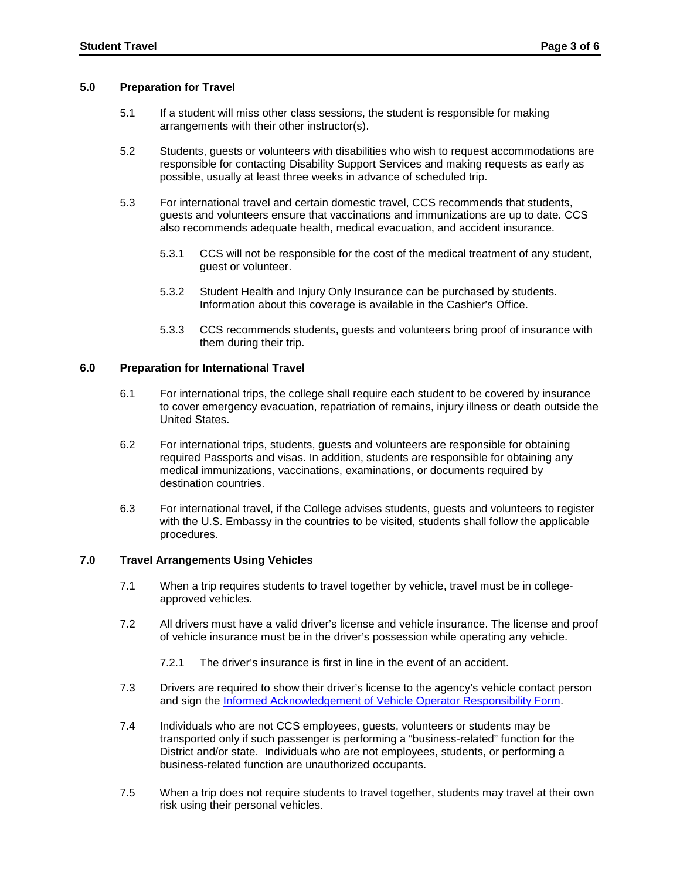## 5.0 Preparation for Travel

5.1 If a student will miss other class sessions, the student is responsible for making arrangements with their other instructor(s).

5.2 Students, guests or volunteers with disabilities who wish to request accommodations are responsible for contacting Disability Support Services and making requests as early as possible, usually at least three weeks in advance of scheduled trip.

5.3 For international travel and certain domestic travel, CCS recommends that students, guests and volunteers ensure that vaccinations and immunizations are up to date. CCS also recommends adequate health, medical evacuation, and accident insurance.

5.3.1 CCS will not be responsible for the cost of the medical treatment of any student, guest or volunteer.

5.3.2 Student Health and Injury Only Insurance can be purchased by students. Information about this coverage is available in the Cashier's Office.

5.3.3 CCS recommends students, guests and volunteers bring proof of insurance with them during their trip.

## 6.0 Preparation for International Travel

6.1 For international trips, the college shall require each student to be covered by insurance to cover emergency evacuation, repatriation of remains, injury illness or death outside the United States.

6.2 For international trips, students, guests and volunteers are responsible for obtaining required Passports and visas. In addition, students are responsible for obtaining any medical immunizations, vaccinations, examinations, or documents required by destination countries.

6.3 For international travel, if the College advises students, guests and volunteers to register with the U.S. Embassy in the countries to be visited, students shall follow the applicable procedures.

## 7.0 Travel Arrangements Using Vehicles

7.1 When a trip requires students to travel together by vehicle, travel must be in college-approved vehicles.

7.2 All drivers must have a valid driver's license and vehicle insurance. The license and proof of vehicle insurance must be in the driver's possession while operating any vehicle.

7.2.1 The driver's insurance is first in line in the event of an accident.

7.3 Drivers are required to show their driver's license to the agency's vehicle contact person and sign the Informed Acknowledgement of Vehicle Operator Responsibility Form.

7.4 Individuals who are not CCS employees, guests, volunteers or students may be transported only if such passenger is performing a "business-related" function for the District and/or state. Individuals who are not employees, students, or performing a business-related function are unauthorized occupants.

7.5 When a trip does not require students to travel together, students may travel at their own risk using their personal vehicles.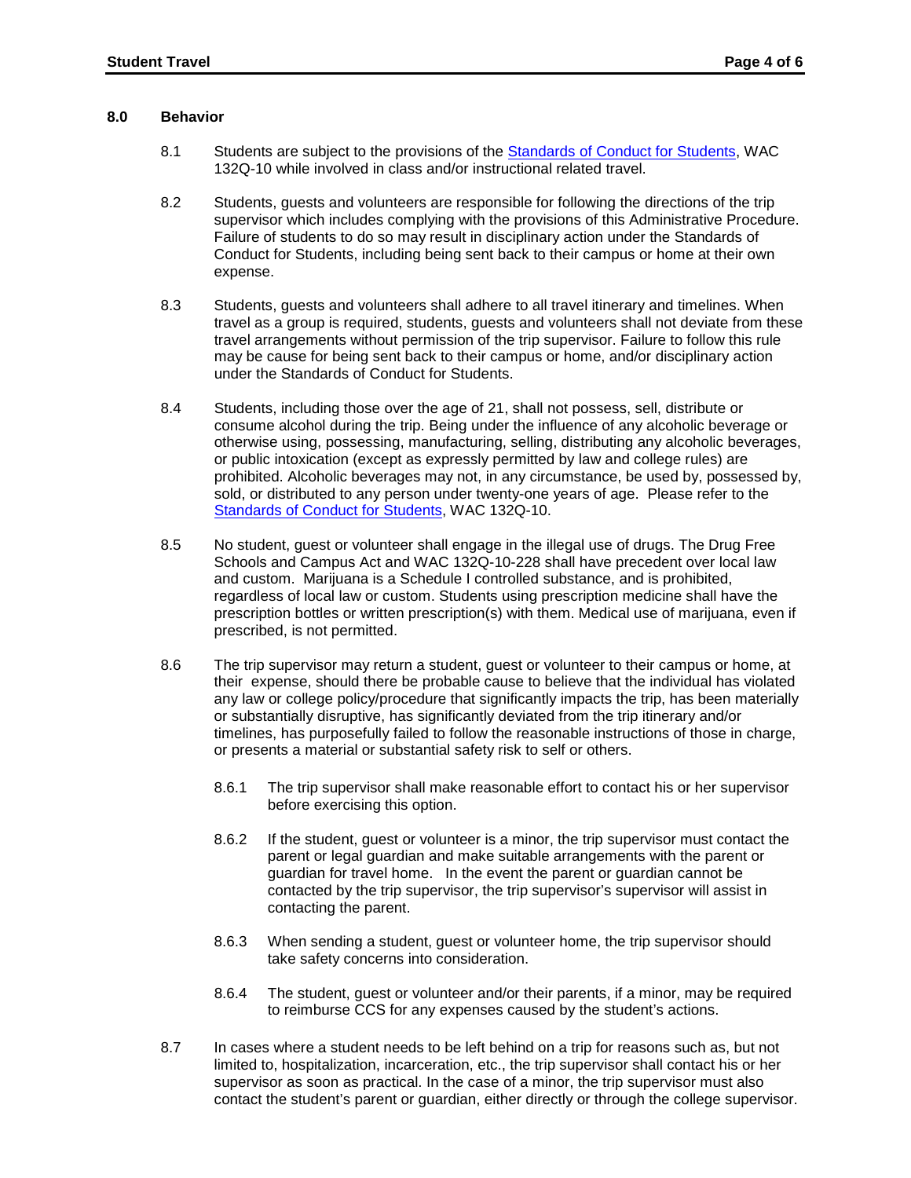## 8.0 Behavior

8.1 Students are subject to the provisions of the [Standards of Conduct for Students](), WAC 132Q-10 while involved in class and/or instructional related travel.

8.2 Students, guests and volunteers are responsible for following the directions of the trip supervisor which includes complying with the provisions of this Administrative Procedure. Failure of students to do so may result in disciplinary action under the Standards of Conduct for Students, including being sent back to their campus or home at their own expense.

8.3 Students, guests and volunteers shall adhere to all travel itinerary and timelines. When travel as a group is required, students, guests and volunteers shall not deviate from these travel arrangements without permission of the trip supervisor. Failure to follow this rule may be cause for being sent back to their campus or home, and/or disciplinary action under the Standards of Conduct for Students.

8.4 Students, including those over the age of 21, shall not possess, sell, distribute or consume alcohol during the trip. Being under the influence of any alcoholic beverage or otherwise using, possessing, manufacturing, selling, distributing any alcoholic beverages, or public intoxication (except as expressly permitted by law and college rules) are prohibited. Alcoholic beverages may not, in any circumstance, be used by, possessed by, sold, or distributed to any person under twenty-one years of age. Please refer to the [Standards of Conduct for Students](), WAC 132Q-10.

8.5 No student, guest or volunteer shall engage in the illegal use of drugs. The Drug Free Schools and Campus Act and WAC 132Q-10-228 shall have precedent over local law and custom. Marijuana is a Schedule I controlled substance, and is prohibited, regardless of local law or custom. Students using prescription medicine shall have the prescription bottles or written prescription(s) with them. Medical use of marijuana, even if prescribed, is not permitted.

8.6 The trip supervisor may return a student, guest or volunteer to their campus or home, at their expense, should there be probable cause to believe that the individual has violated any law or college policy/procedure that significantly impacts the trip, has been materially or substantially disruptive, has significantly deviated from the trip itinerary and/or timelines, has purposefully failed to follow the reasonable instructions of those in charge, or presents a material or substantial safety risk to self or others.

8.6.1 The trip supervisor shall make reasonable effort to contact his or her supervisor before exercising this option.

8.6.2 If the student, guest or volunteer is a minor, the trip supervisor must contact the parent or legal guardian and make suitable arrangements with the parent or guardian for travel home. In the event the parent or guardian cannot be contacted by the trip supervisor, the trip supervisor's supervisor will assist in contacting the parent.

8.6.3 When sending a student, guest or volunteer home, the trip supervisor should take safety concerns into consideration.

8.6.4 The student, guest or volunteer and/or their parents, if a minor, may be required to reimburse CCS for any expenses caused by the student's actions.

8.7 In cases where a student needs to be left behind on a trip for reasons such as, but not limited to, hospitalization, incarceration, etc., the trip supervisor shall contact his or her supervisor as soon as practical. In the case of a minor, the trip supervisor must also contact the student's parent or guardian, either directly or through the college supervisor.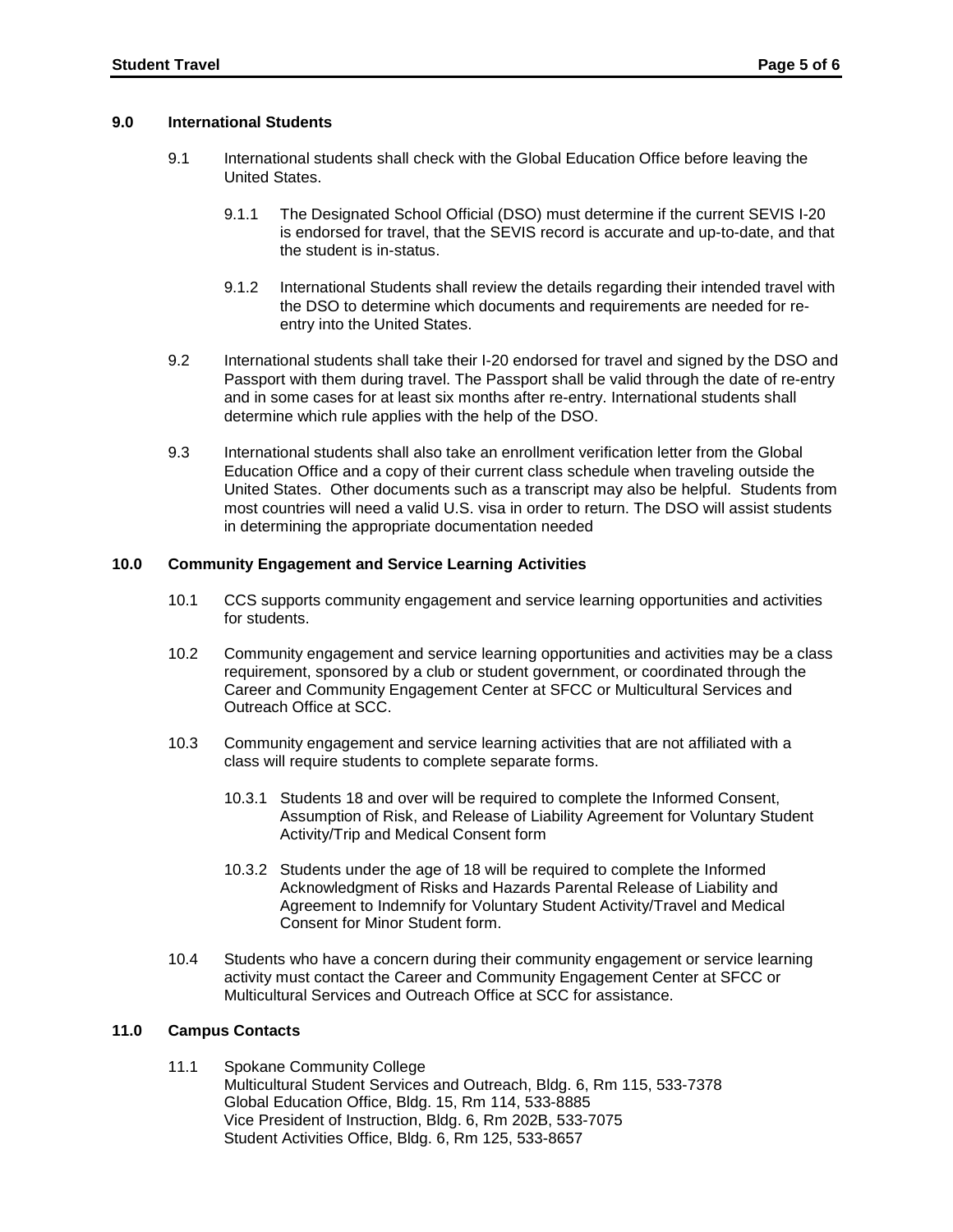## 9.0 International Students

9.1 International students shall check with the Global Education Office before leaving the United States.

9.1.1 The Designated School Official (DSO) must determine if the current SEVIS I-20 is endorsed for travel, that the SEVIS record is accurate and up-to-date, and that the student is in-status.

9.1.2 International Students shall review the details regarding their intended travel with the DSO to determine which documents and requirements are needed for re-entry into the United States.

9.2 International students shall take their I-20 endorsed for travel and signed by the DSO and Passport with them during travel. The Passport shall be valid through the date of re-entry and in some cases for at least six months after re-entry. International students shall determine which rule applies with the help of the DSO.

9.3 International students shall also take an enrollment verification letter from the Global Education Office and a copy of their current class schedule when traveling outside the United States. Other documents such as a transcript may also be helpful. Students from most countries will need a valid U.S. visa in order to return. The DSO will assist students in determining the appropriate documentation needed

## 10.0 Community Engagement and Service Learning Activities

10.1 CCS supports community engagement and service learning opportunities and activities for students.

10.2 Community engagement and service learning opportunities and activities may be a class requirement, sponsored by a club or student government, or coordinated through the Career and Community Engagement Center at SFCC or Multicultural Services and Outreach Office at SCC.

10.3 Community engagement and service learning activities that are not affiliated with a class will require students to complete separate forms.

10.3.1 Students 18 and over will be required to complete the Informed Consent, Assumption of Risk, and Release of Liability Agreement for Voluntary Student Activity/Trip and Medical Consent form

10.3.2 Students under the age of 18 will be required to complete the Informed Acknowledgment of Risks and Hazards Parental Release of Liability and Agreement to Indemnify for Voluntary Student Activity/Travel and Medical Consent for Minor Student form.

10.4 Students who have a concern during their community engagement or service learning activity must contact the Career and Community Engagement Center at SFCC or Multicultural Services and Outreach Office at SCC for assistance.

## 11.0 Campus Contacts

11.1 Spokane Community College
Multicultural Student Services and Outreach, Bldg. 6, Rm 115, 533-7378
Global Education Office, Bldg. 15, Rm 114, 533-8885
Vice President of Instruction, Bldg. 6, Rm 202B, 533-7075
Student Activities Office, Bldg. 6, Rm 125, 533-8657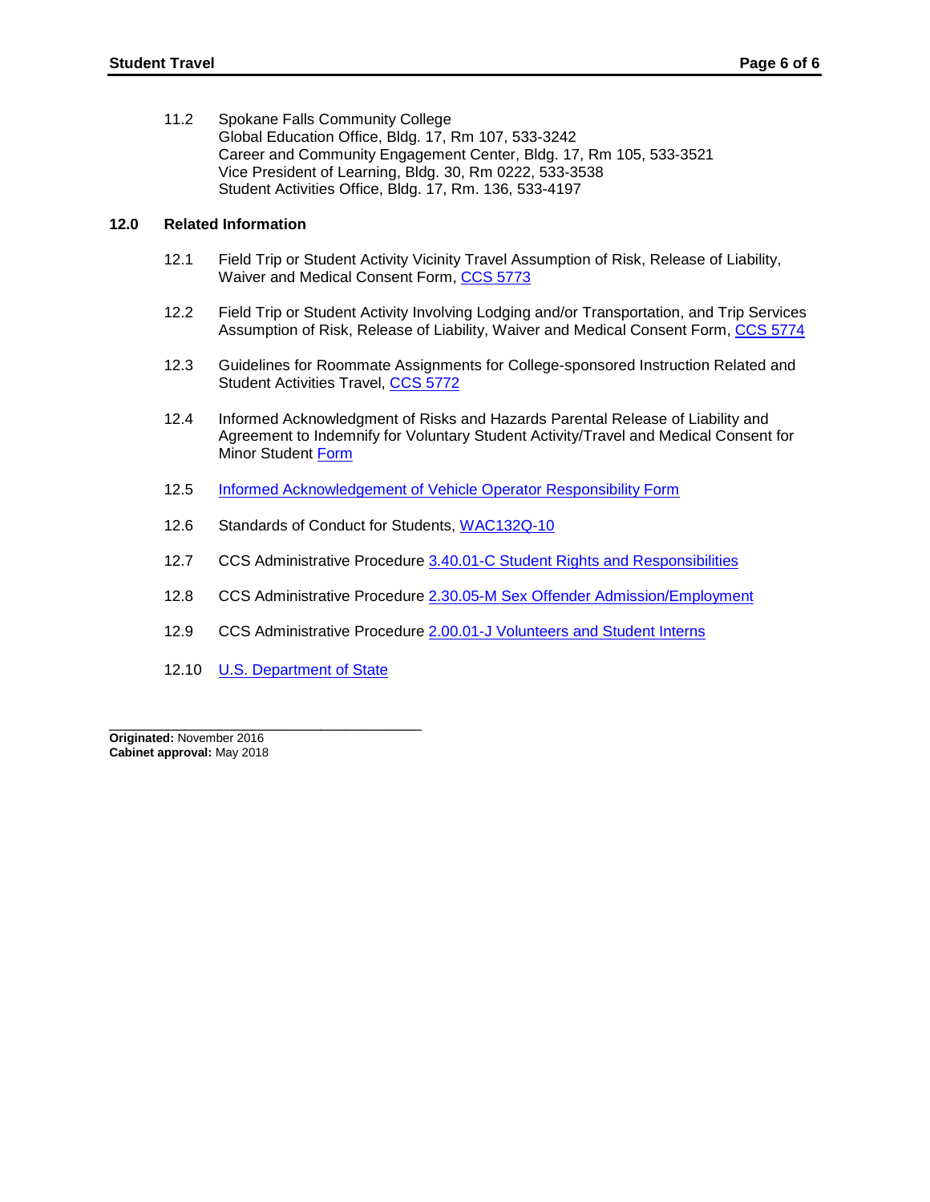11.2 Spokane Falls Community College
Global Education Office, Bldg. 17, Rm 107, 533-3242
Career and Community Engagement Center, Bldg. 17, Rm 105, 533-3521
Vice President of Learning, Bldg. 30, Rm 0222, 533-3538
Student Activities Office, Bldg. 17, Rm. 136, 533-4197

## 12.0 Related Information

12.1 Field Trip or Student Activity Vicinity Travel Assumption of Risk, Release of Liability, Waiver and Medical Consent Form, CCS 5773

12.2 Field Trip or Student Activity Involving Lodging and/or Transportation, and Trip Services Assumption of Risk, Release of Liability, Waiver and Medical Consent Form, CCS 5774

12.3 Guidelines for Roommate Assignments for College-sponsored Instruction Related and Student Activities Travel, CCS 5772

12.4 Informed Acknowledgment of Risks and Hazards Parental Release of Liability and Agreement to Indemnify for Voluntary Student Activity/Travel and Medical Consent for Minor Student Form

12.5 Informed Acknowledgement of Vehicle Operator Responsibility Form

12.6 Standards of Conduct for Students, WAC132Q-10

12.7 CCS Administrative Procedure 3.40.01-C Student Rights and Responsibilities

12.8 CCS Administrative Procedure 2.30.05-M Sex Offender Admission/Employment

12.9 CCS Administrative Procedure 2.00.01-J Volunteers and Student Interns

12.10 U.S. Department of State

---

**Originated:** November 2016
**Cabinet approval:** May 2018